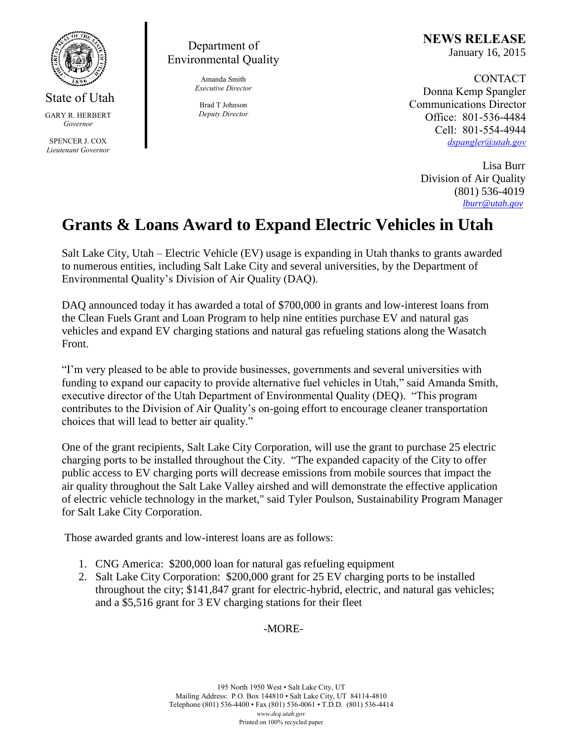State of Utah

GARY R. HERBERT
*Governor*

SPENCER J. COX
*Lieutenant Governor*

Department of Environmental Quality

Amanda Smith
*Executive Director*

Brad T Johnson
*Deputy Director*

**NEWS RELEASE**
January 16, 2015

CONTACT
Donna Kemp Spangler
Communications Director
Office: 801-536-4484
Cell: 801-554-4944
dspangler@utah.gov

Lisa Burr
Division of Air Quality
(801) 536-4019
lburr@utah.gov

# Grants & Loans Award to Expand Electric Vehicles in Utah

Salt Lake City, Utah – Electric Vehicle (EV) usage is expanding in Utah thanks to grants awarded to numerous entities, including Salt Lake City and several universities, by the Department of Environmental Quality's Division of Air Quality (DAQ).

DAQ announced today it has awarded a total of $700,000 in grants and low-interest loans from the Clean Fuels Grant and Loan Program to help nine entities purchase EV and natural gas vehicles and expand EV charging stations and natural gas refueling stations along the Wasatch Front.

"I'm very pleased to be able to provide businesses, governments and several universities with funding to expand our capacity to provide alternative fuel vehicles in Utah," said Amanda Smith, executive director of the Utah Department of Environmental Quality (DEQ). "This program contributes to the Division of Air Quality's on-going effort to encourage cleaner transportation choices that will lead to better air quality."

One of the grant recipients, Salt Lake City Corporation, will use the grant to purchase 25 electric charging ports to be installed throughout the City. "The expanded capacity of the City to offer public access to EV charging ports will decrease emissions from mobile sources that impact the air quality throughout the Salt Lake Valley airshed and will demonstrate the effective application of electric vehicle technology in the market," said Tyler Poulson, Sustainability Program Manager for Salt Lake City Corporation.

Those awarded grants and low-interest loans are as follows:

1. CNG America: $200,000 loan for natural gas refueling equipment
2. Salt Lake City Corporation: $200,000 grant for 25 EV charging ports to be installed throughout the city; $141,847 grant for electric-hybrid, electric, and natural gas vehicles; and a $5,516 grant for 3 EV charging stations for their fleet

-MORE-

195 North 1950 West • Salt Lake City, UT
Mailing Address: P.O. Box 144810 • Salt Lake City, UT 84114-4810
Telephone (801) 536-4400 • Fax (801) 536-0061 • T.D.D. (801) 536-4414
*www.deq.utah.gov*
Printed on 100% recycled paper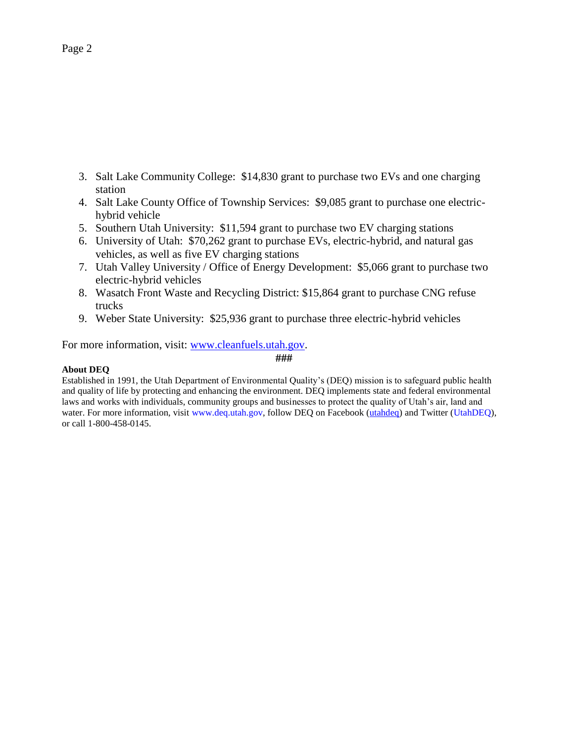3. Salt Lake Community College: $14,830 grant to purchase two EVs and one charging station
4. Salt Lake County Office of Township Services: $9,085 grant to purchase one electric-hybrid vehicle
5. Southern Utah University: $11,594 grant to purchase two EV charging stations
6. University of Utah: $70,262 grant to purchase EVs, electric-hybrid, and natural gas vehicles, as well as five EV charging stations
7. Utah Valley University / Office of Energy Development: $5,066 grant to purchase two electric-hybrid vehicles
8. Wasatch Front Waste and Recycling District: $15,864 grant to purchase CNG refuse trucks
9. Weber State University: $25,936 grant to purchase three electric-hybrid vehicles

For more information, visit: www.cleanfuels.utah.gov.

###

**About DEQ**

Established in 1991, the Utah Department of Environmental Quality's (DEQ) mission is to safeguard public health and quality of life by protecting and enhancing the environment. DEQ implements state and federal environmental laws and works with individuals, community groups and businesses to protect the quality of Utah's air, land and water. For more information, visit www.deq.utah.gov, follow DEQ on Facebook (utahdeq) and Twitter (UtahDEQ), or call 1-800-458-0145.